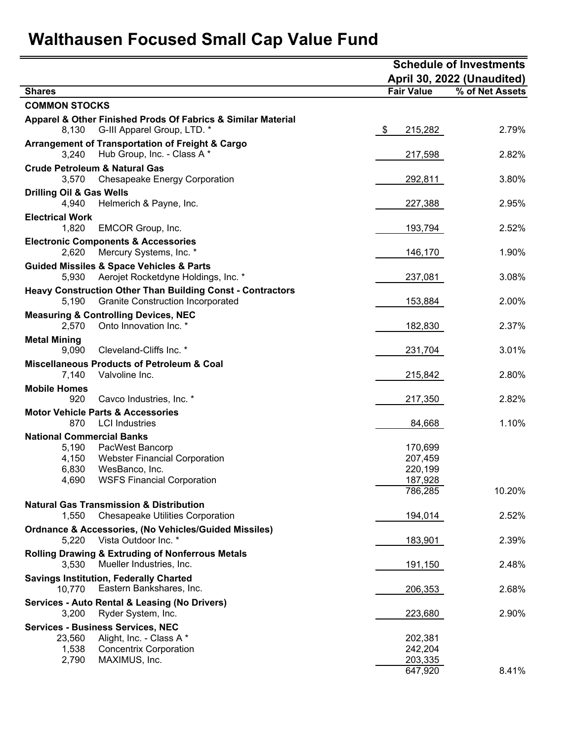# Walthausen Focused Small Cap Value Fund

**Schedule of Investments**
**April 30, 2022 (Unaudited)**

| Shares | | Fair Value | % of Net Assets |
|---|---|---|---|
| **COMMON STOCKS** | | | |
| **Apparel & Other Finished Prods Of Fabrics & Similar Material** | | | |
| 8,130 | G-III Apparel Group, LTD. * | $ 215,282 | 2.79% |
| **Arrangement of Transportation of Freight & Cargo** | | | |
| 3,240 | Hub Group, Inc. - Class A * | 217,598 | 2.82% |
| **Crude Petroleum & Natural Gas** | | | |
| 3,570 | Chesapeake Energy Corporation | 292,811 | 3.80% |
| **Drilling Oil & Gas Wells** | | | |
| 4,940 | Helmerich & Payne, Inc. | 227,388 | 2.95% |
| **Electrical Work** | | | |
| 1,820 | EMCOR Group, Inc. | 193,794 | 2.52% |
| **Electronic Components & Accessories** | | | |
| 2,620 | Mercury Systems, Inc. * | 146,170 | 1.90% |
| **Guided Missiles & Space Vehicles & Parts** | | | |
| 5,930 | Aerojet Rocketdyne Holdings, Inc. * | 237,081 | 3.08% |
| **Heavy Construction Other Than Building Const - Contractors** | | | |
| 5,190 | Granite Construction Incorporated | 153,884 | 2.00% |
| **Measuring & Controlling Devices, NEC** | | | |
| 2,570 | Onto Innovation Inc. * | 182,830 | 2.37% |
| **Metal Mining** | | | |
| 9,090 | Cleveland-Cliffs Inc. * | 231,704 | 3.01% |
| **Miscellaneous Products of Petroleum & Coal** | | | |
| 7,140 | Valvoline Inc. | 215,842 | 2.80% |
| **Mobile Homes** | | | |
| 920 | Cavco Industries, Inc. * | 217,350 | 2.82% |
| **Motor Vehicle Parts & Accessories** | | | |
| 870 | LCI Industries | 84,668 | 1.10% |
| **National Commercial Banks** | | | |
| 5,190 | PacWest Bancorp | 170,699 | |
| 4,150 | Webster Financial Corporation | 207,459 | |
| 6,830 | WesBanco, Inc. | 220,199 | |
| 4,690 | WSFS Financial Corporation | 187,928 | |
| | | 786,285 | 10.20% |
| **Natural Gas Transmission & Distribution** | | | |
| 1,550 | Chesapeake Utilities Corporation | 194,014 | 2.52% |
| **Ordnance & Accessories, (No Vehicles/Guided Missiles)** | | | |
| 5,220 | Vista Outdoor Inc. * | 183,901 | 2.39% |
| **Rolling Drawing & Extruding of Nonferrous Metals** | | | |
| 3,530 | Mueller Industries, Inc. | 191,150 | 2.48% |
| **Savings Institution, Federally Charted** | | | |
| 10,770 | Eastern Bankshares, Inc. | 206,353 | 2.68% |
| **Services - Auto Rental & Leasing (No Drivers)** | | | |
| 3,200 | Ryder System, Inc. | 223,680 | 2.90% |
| **Services - Business Services, NEC** | | | |
| 23,560 | Alight, Inc. - Class A * | 202,381 | |
| 1,538 | Concentrix Corporation | 242,204 | |
| 2,790 | MAXIMUS, Inc. | 203,335 | |
| | | 647,920 | 8.41% |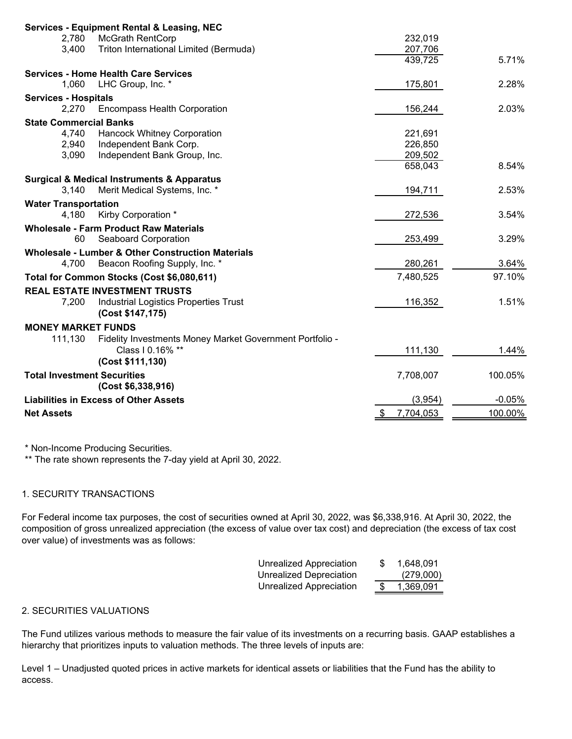| Shares | Security | Market Value | % of Net Assets |
|---|---|---|---|
| **Services - Equipment Rental & Leasing, NEC** | | | |
| 2,780 | McGrath RentCorp | 232,019 | |
| 3,400 | Triton International Limited (Bermuda) | 207,706 | |
| | | 439,725 | 5.71% |
| **Services - Home Health Care Services** | | | |
| 1,060 | LHC Group, Inc. * | 175,801 | 2.28% |
| **Services - Hospitals** | | | |
| 2,270 | Encompass Health Corporation | 156,244 | 2.03% |
| **State Commercial Banks** | | | |
| 4,740 | Hancock Whitney Corporation | 221,691 | |
| 2,940 | Independent Bank Corp. | 226,850 | |
| 3,090 | Independent Bank Group, Inc. | 209,502 | |
| | | 658,043 | 8.54% |
| **Surgical & Medical Instruments & Apparatus** | | | |
| 3,140 | Merit Medical Systems, Inc. * | 194,711 | 2.53% |
| **Water Transportation** | | | |
| 4,180 | Kirby Corporation * | 272,536 | 3.54% |
| **Wholesale - Farm Product Raw Materials** | | | |
| 60 | Seaboard Corporation | 253,499 | 3.29% |
| **Wholesale - Lumber & Other Construction Materials** | | | |
| 4,700 | Beacon Roofing Supply, Inc. * | 280,261 | 3.64% |
| **Total for Common Stocks (Cost $6,080,611)** | | 7,480,525 | 97.10% |
| **REAL ESTATE INVESTMENT TRUSTS** | | | |
| 7,200 | Industrial Logistics Properties Trust **(Cost $147,175)** | 116,352 | 1.51% |
| **MONEY MARKET FUNDS** | | | |
| 111,130 | Fidelity Investments Money Market Government Portfolio - Class I 0.16% ** **(Cost $111,130)** | 111,130 | 1.44% |
| **Total Investment Securities** | **(Cost $6,338,916)** | 7,708,007 | 100.05% |
| **Liabilities in Excess of Other Assets** | | (3,954) | -0.05% |
| **Net Assets** | | $ 7,704,053 | 100.00% |

\* Non-Income Producing Securities.

\*\* The rate shown represents the 7-day yield at April 30, 2022.

1. SECURITY TRANSACTIONS

For Federal income tax purposes, the cost of securities owned at April 30, 2022, was $6,338,916. At April 30, 2022, the composition of gross unrealized appreciation (the excess of value over tax cost) and depreciation (the excess of tax cost over value) of investments was as follows:

| | |
|---|---|
| Unrealized Appreciation | $ 1,648,091 |
| Unrealized Depreciation | (279,000) |
| Unrealized Appreciation | $ 1,369,091 |

2. SECURITIES VALUATIONS

The Fund utilizes various methods to measure the fair value of its investments on a recurring basis. GAAP establishes a hierarchy that prioritizes inputs to valuation methods. The three levels of inputs are:

Level 1 – Unadjusted quoted prices in active markets for identical assets or liabilities that the Fund has the ability to access.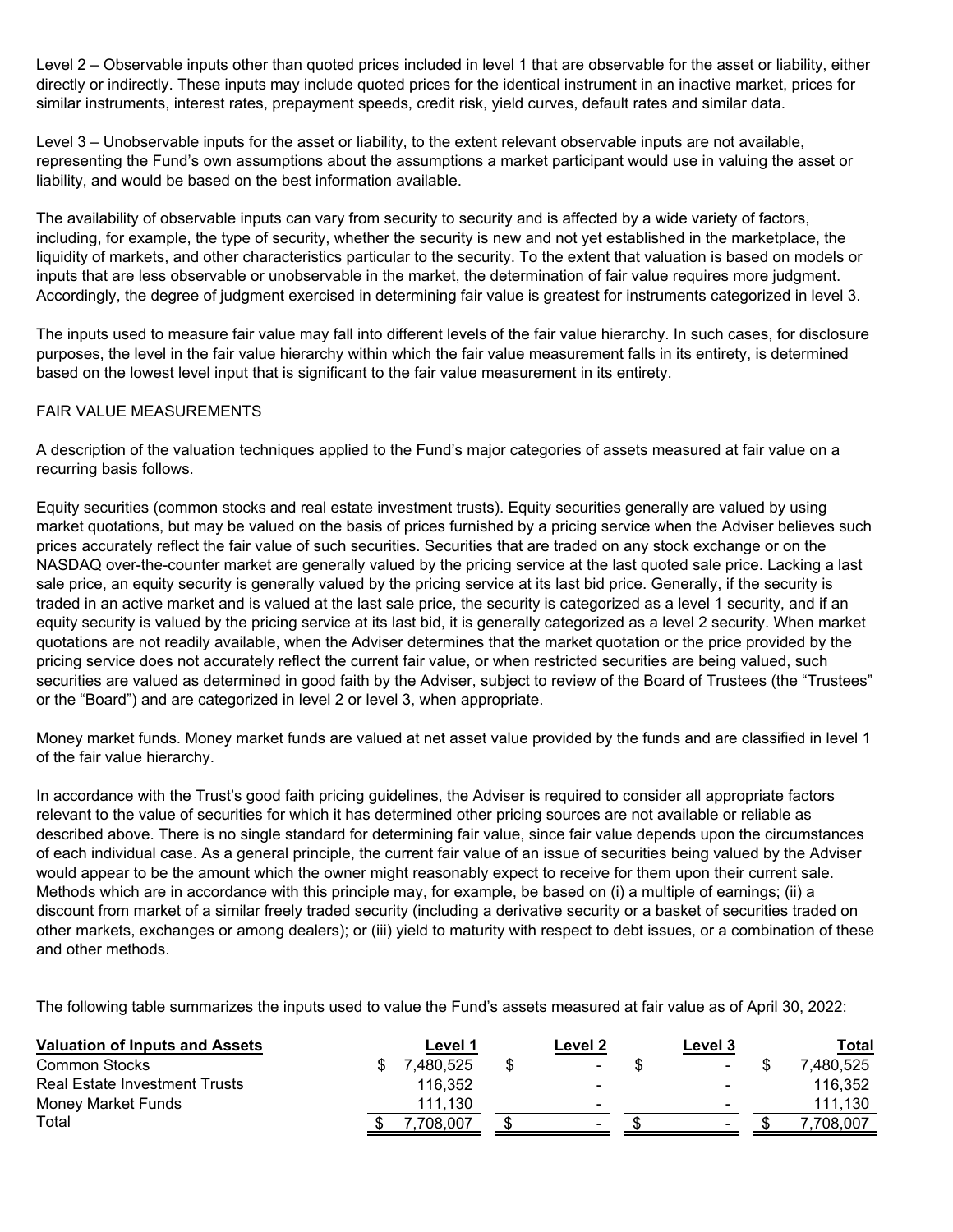Level 2 – Observable inputs other than quoted prices included in level 1 that are observable for the asset or liability, either directly or indirectly. These inputs may include quoted prices for the identical instrument in an inactive market, prices for similar instruments, interest rates, prepayment speeds, credit risk, yield curves, default rates and similar data.

Level 3 – Unobservable inputs for the asset or liability, to the extent relevant observable inputs are not available, representing the Fund's own assumptions about the assumptions a market participant would use in valuing the asset or liability, and would be based on the best information available.

The availability of observable inputs can vary from security to security and is affected by a wide variety of factors, including, for example, the type of security, whether the security is new and not yet established in the marketplace, the liquidity of markets, and other characteristics particular to the security. To the extent that valuation is based on models or inputs that are less observable or unobservable in the market, the determination of fair value requires more judgment. Accordingly, the degree of judgment exercised in determining fair value is greatest for instruments categorized in level 3.

The inputs used to measure fair value may fall into different levels of the fair value hierarchy. In such cases, for disclosure purposes, the level in the fair value hierarchy within which the fair value measurement falls in its entirety, is determined based on the lowest level input that is significant to the fair value measurement in its entirety.

FAIR VALUE MEASUREMENTS

A description of the valuation techniques applied to the Fund's major categories of assets measured at fair value on a recurring basis follows.

Equity securities (common stocks and real estate investment trusts). Equity securities generally are valued by using market quotations, but may be valued on the basis of prices furnished by a pricing service when the Adviser believes such prices accurately reflect the fair value of such securities. Securities that are traded on any stock exchange or on the NASDAQ over-the-counter market are generally valued by the pricing service at the last quoted sale price. Lacking a last sale price, an equity security is generally valued by the pricing service at its last bid price. Generally, if the security is traded in an active market and is valued at the last sale price, the security is categorized as a level 1 security, and if an equity security is valued by the pricing service at its last bid, it is generally categorized as a level 2 security. When market quotations are not readily available, when the Adviser determines that the market quotation or the price provided by the pricing service does not accurately reflect the current fair value, or when restricted securities are being valued, such securities are valued as determined in good faith by the Adviser, subject to review of the Board of Trustees (the "Trustees" or the "Board") and are categorized in level 2 or level 3, when appropriate.

Money market funds. Money market funds are valued at net asset value provided by the funds and are classified in level 1 of the fair value hierarchy.

In accordance with the Trust's good faith pricing guidelines, the Adviser is required to consider all appropriate factors relevant to the value of securities for which it has determined other pricing sources are not available or reliable as described above. There is no single standard for determining fair value, since fair value depends upon the circumstances of each individual case. As a general principle, the current fair value of an issue of securities being valued by the Adviser would appear to be the amount which the owner might reasonably expect to receive for them upon their current sale. Methods which are in accordance with this principle may, for example, be based on (i) a multiple of earnings; (ii) a discount from market of a similar freely traded security (including a derivative security or a basket of securities traded on other markets, exchanges or among dealers); or (iii) yield to maturity with respect to debt issues, or a combination of these and other methods.

The following table summarizes the inputs used to value the Fund's assets measured at fair value as of April 30, 2022:

| Valuation of Inputs and Assets | Level 1 | Level 2 | Level 3 | Total |
|---|---|---|---|---|
| Common Stocks | $ 7,480,525 | $ - | $ - | $ 7,480,525 |
| Real Estate Investment Trusts | 116,352 | - | - | 116,352 |
| Money Market Funds | 111,130 | - | - | 111,130 |
| Total | $ 7,708,007 | $ - | $ - | $ 7,708,007 |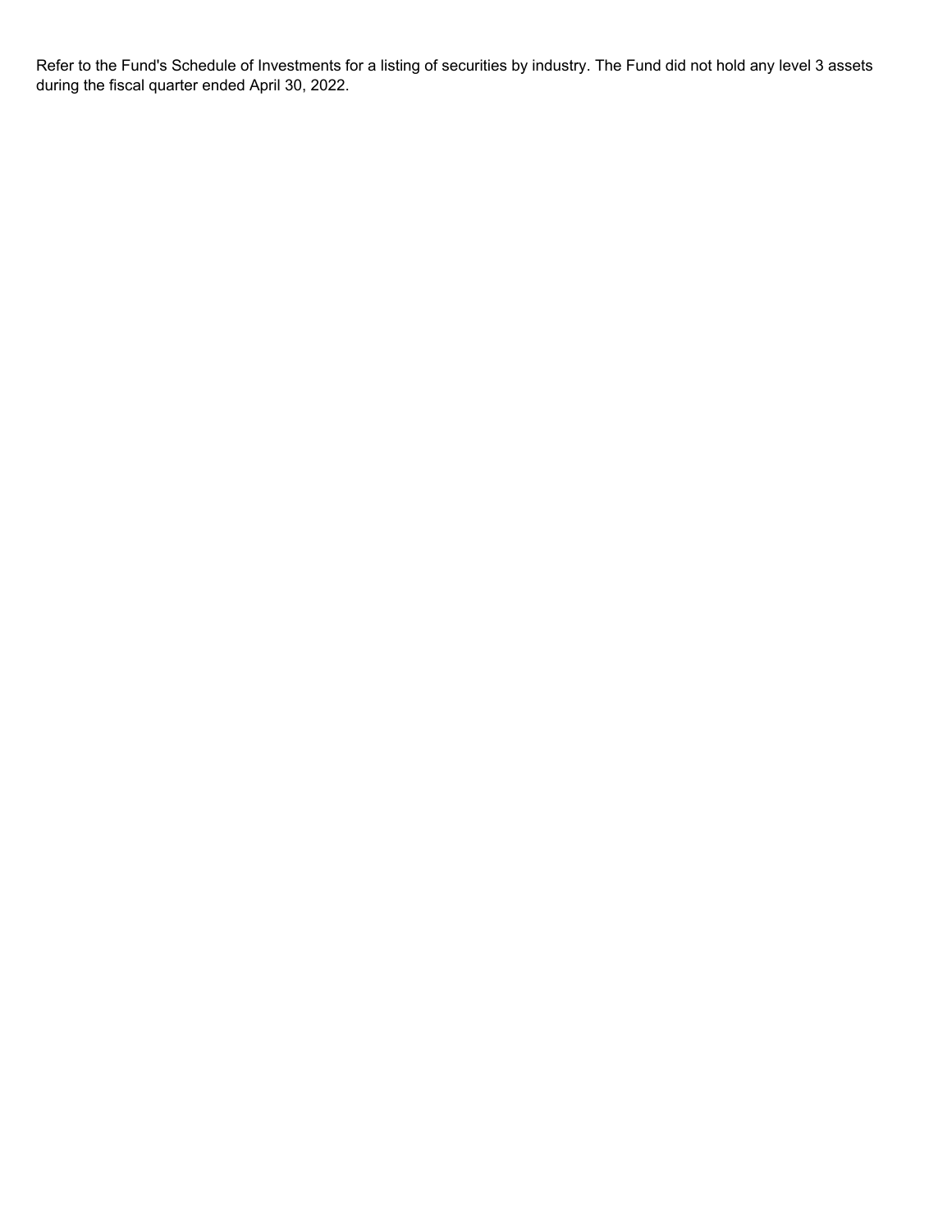Refer to the Fund's Schedule of Investments for a listing of securities by industry. The Fund did not hold any level 3 assets during the fiscal quarter ended April 30, 2022.